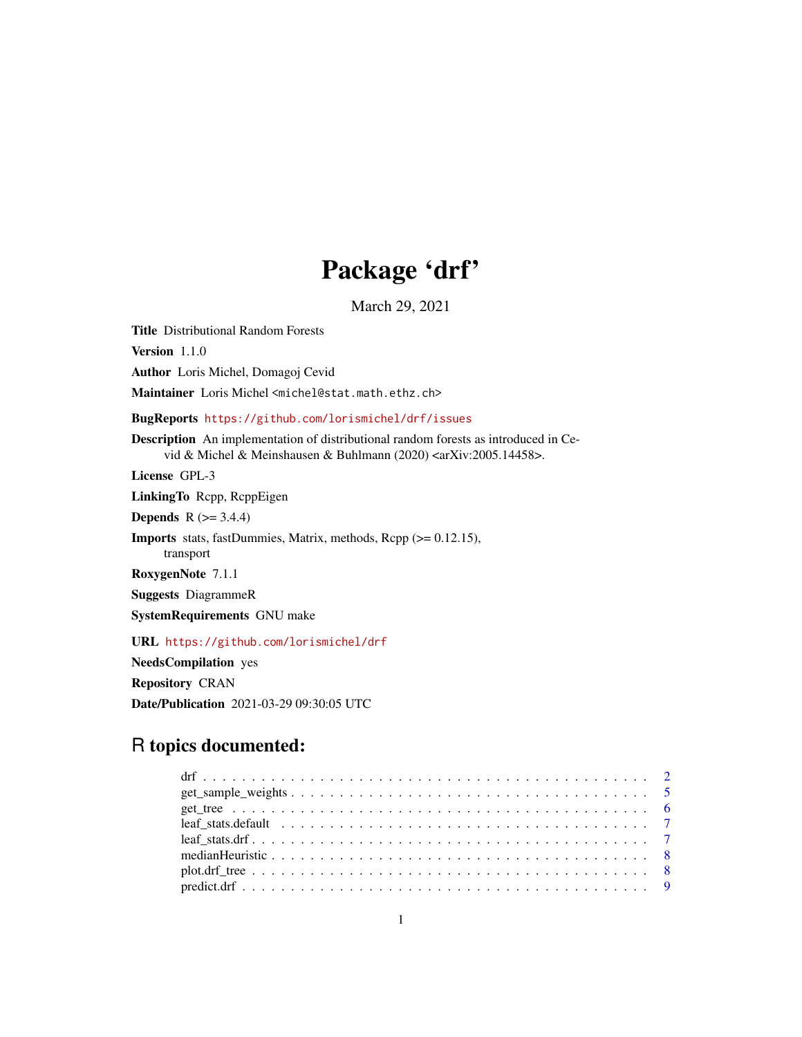# Package 'drf'

March 29, 2021

**Title** Distributional Random Forests

**Version** 1.1.0

**Author** Loris Michel, Domagoj Cevid

**Maintainer** Loris Michel <michel@stat.math.ethz.ch>

**BugReports** https://github.com/lorismichel/drf/issues

**Description** An implementation of distributional random forests as introduced in Cevid & Michel & Meinshausen & Buhlmann (2020) <arXiv:2005.14458>.

**License** GPL-3

**LinkingTo** Rcpp, RcppEigen

**Depends** R (>= 3.4.4)

**Imports** stats, fastDummies, Matrix, methods, Rcpp (>= 0.12.15), transport

**RoxygenNote** 7.1.1

**Suggests** DiagrammeR

**SystemRequirements** GNU make

**URL** https://github.com/lorismichel/drf

**NeedsCompilation** yes

**Repository** CRAN

**Date/Publication** 2021-03-29 09:30:05 UTC

## R topics documented:

- drf . . . . . . . . . . . . . . . . . . . . . . . . . . . . . . . . . . . . . . . . . . 2
- get_sample_weights . . . . . . . . . . . . . . . . . . . . . . . . . . . . . . . . . . 5
- get_tree . . . . . . . . . . . . . . . . . . . . . . . . . . . . . . . . . . . . . . . . 6
- leaf_stats.default . . . . . . . . . . . . . . . . . . . . . . . . . . . . . . . . . . . 7
- leaf_stats.drf . . . . . . . . . . . . . . . . . . . . . . . . . . . . . . . . . . . . . 7
- medianHeuristic . . . . . . . . . . . . . . . . . . . . . . . . . . . . . . . . . . . . 8
- plot.drf_tree . . . . . . . . . . . . . . . . . . . . . . . . . . . . . . . . . . . . . 8
- predict.drf . . . . . . . . . . . . . . . . . . . . . . . . . . . . . . . . . . . . . . 9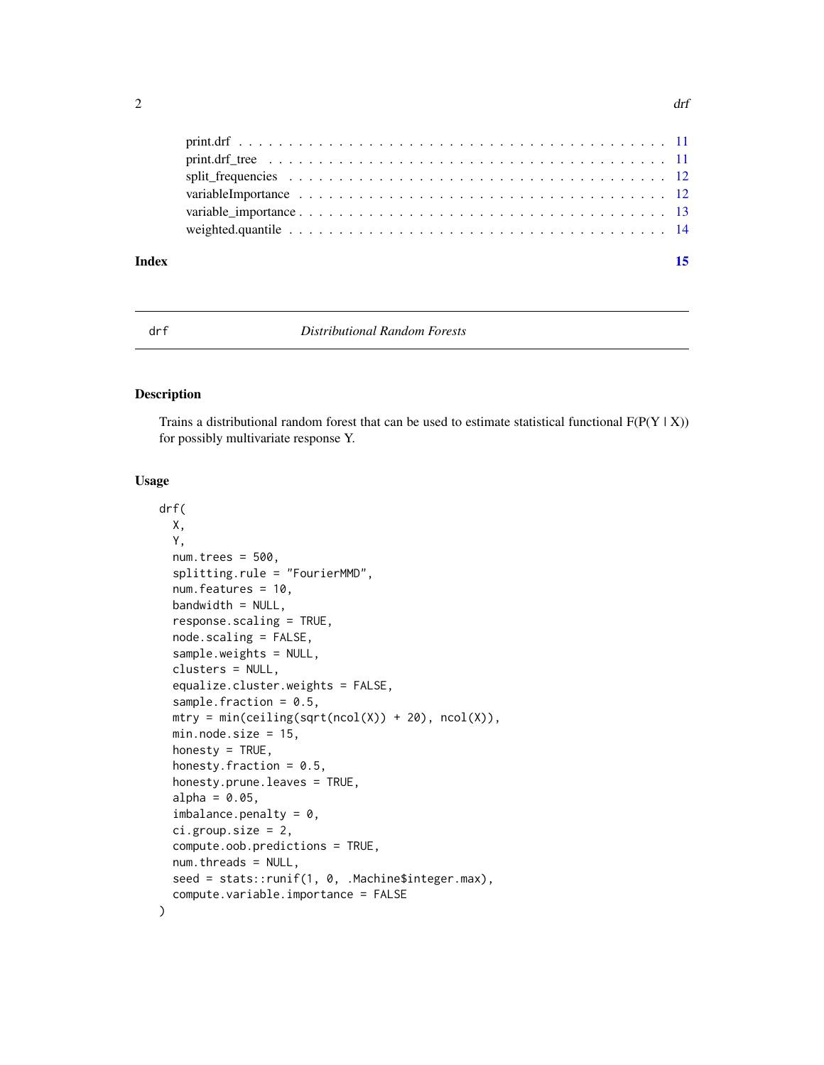print.drf . . . . . . . . . . . . . . . . . . . . . . . . . . . . . . . . . . . . . . 11
print.drf_tree . . . . . . . . . . . . . . . . . . . . . . . . . . . . . . . . . . . 11
split_frequencies . . . . . . . . . . . . . . . . . . . . . . . . . . . . . . . . . 12
variableImportance . . . . . . . . . . . . . . . . . . . . . . . . . . . . . . . . 12
variable_importance . . . . . . . . . . . . . . . . . . . . . . . . . . . . . . . . 13
weighted.quantile . . . . . . . . . . . . . . . . . . . . . . . . . . . . . . . . . 14

**Index** **15**

---

## drf — *Distributional Random Forests*

### Description

Trains a distributional random forest that can be used to estimate statistical functional F(P(Y | X)) for possibly multivariate response Y.

### Usage

```
drf(
  X,
  Y,
  num.trees = 500,
  splitting.rule = "FourierMMD",
  num.features = 10,
  bandwidth = NULL,
  response.scaling = TRUE,
  node.scaling = FALSE,
  sample.weights = NULL,
  clusters = NULL,
  equalize.cluster.weights = FALSE,
  sample.fraction = 0.5,
  mtry = min(ceiling(sqrt(ncol(X)) + 20), ncol(X)),
  min.node.size = 15,
  honesty = TRUE,
  honesty.fraction = 0.5,
  honesty.prune.leaves = TRUE,
  alpha = 0.05,
  imbalance.penalty = 0,
  ci.group.size = 2,
  compute.oob.predictions = TRUE,
  num.threads = NULL,
  seed = stats::runif(1, 0, .Machine$integer.max),
  compute.variable.importance = FALSE
)
```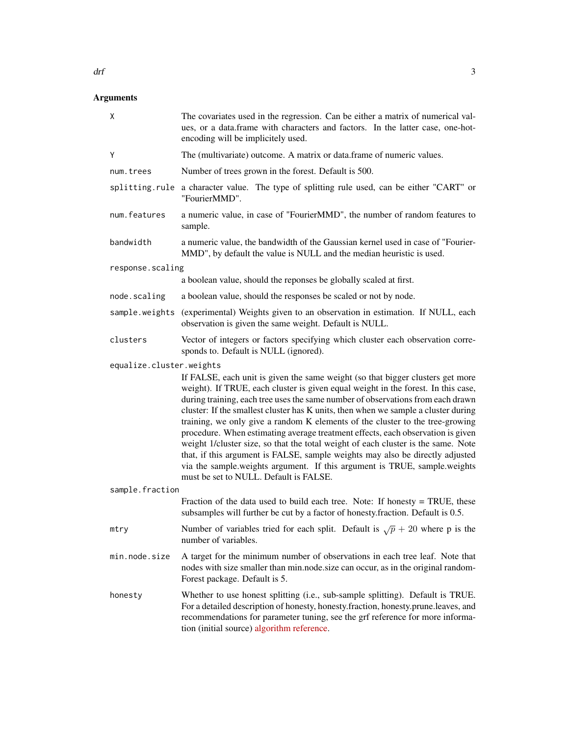## Arguments

`X`
: The covariates used in the regression. Can be either a matrix of numerical values, or a data.frame with characters and factors. In the latter case, one-hot-encoding will be implicitely used.

`Y`
: The (multivariate) outcome. A matrix or data.frame of numeric values.

`num.trees`
: Number of trees grown in the forest. Default is 500.

`splitting.rule`
: a character value. The type of splitting rule used, can be either "CART" or "FourierMMD".

`num.features`
: a numeric value, in case of "FourierMMD", the number of random features to sample.

`bandwidth`
: a numeric value, the bandwidth of the Gaussian kernel used in case of "FourierMMD", by default the value is NULL and the median heuristic is used.

`response.scaling`
: a boolean value, should the reponses be globally scaled at first.

`node.scaling`
: a boolean value, should the responses be scaled or not by node.

`sample.weights`
: (experimental) Weights given to an observation in estimation. If NULL, each observation is given the same weight. Default is NULL.

`clusters`
: Vector of integers or factors specifying which cluster each observation corresponds to. Default is NULL (ignored).

`equalize.cluster.weights`
: If FALSE, each unit is given the same weight (so that bigger clusters get more weight). If TRUE, each cluster is given equal weight in the forest. In this case, during training, each tree uses the same number of observations from each drawn cluster: If the smallest cluster has K units, then when we sample a cluster during training, we only give a random K elements of the cluster to the tree-growing procedure. When estimating average treatment effects, each observation is given weight 1/cluster size, so that the total weight of each cluster is the same. Note that, if this argument is FALSE, sample weights may also be directly adjusted via the sample.weights argument. If this argument is TRUE, sample.weights must be set to NULL. Default is FALSE.

`sample.fraction`
: Fraction of the data used to build each tree. Note: If honesty = TRUE, these subsamples will further be cut by a factor of honesty.fraction. Default is 0.5.

`mtry`
: Number of variables tried for each split. Default is $\sqrt{p} + 20$ where p is the number of variables.

`min.node.size`
: A target for the minimum number of observations in each tree leaf. Note that nodes with size smaller than min.node.size can occur, as in the original randomForest package. Default is 5.

`honesty`
: Whether to use honest splitting (i.e., sub-sample splitting). Default is TRUE. For a detailed description of honesty, honesty.fraction, honesty.prune.leaves, and recommendations for parameter tuning, see the grf reference for more information (initial source) algorithm reference.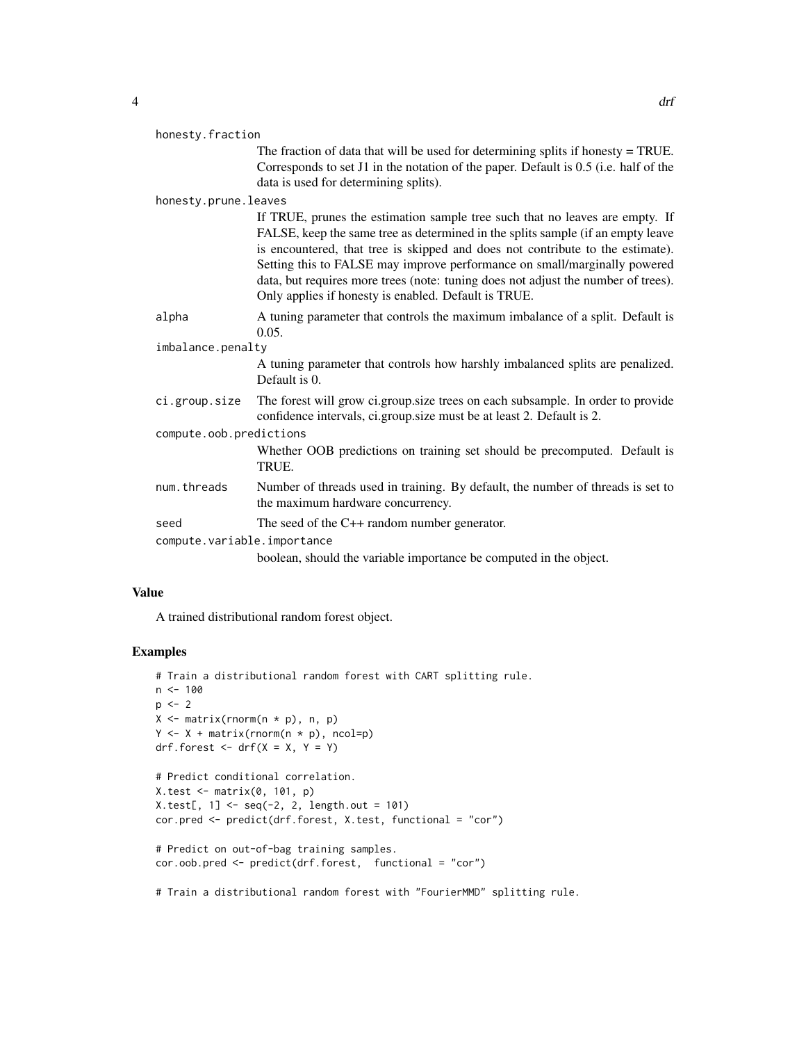honesty.fraction
: The fraction of data that will be used for determining splits if honesty = TRUE. Corresponds to set J1 in the notation of the paper. Default is 0.5 (i.e. half of the data is used for determining splits).

honesty.prune.leaves
: If TRUE, prunes the estimation sample tree such that no leaves are empty. If FALSE, keep the same tree as determined in the splits sample (if an empty leave is encountered, that tree is skipped and does not contribute to the estimate). Setting this to FALSE may improve performance on small/marginally powered data, but requires more trees (note: tuning does not adjust the number of trees). Only applies if honesty is enabled. Default is TRUE.

alpha
: A tuning parameter that controls the maximum imbalance of a split. Default is 0.05.

imbalance.penalty
: A tuning parameter that controls how harshly imbalanced splits are penalized. Default is 0.

ci.group.size
: The forest will grow ci.group.size trees on each subsample. In order to provide confidence intervals, ci.group.size must be at least 2. Default is 2.

compute.oob.predictions
: Whether OOB predictions on training set should be precomputed. Default is TRUE.

num.threads
: Number of threads used in training. By default, the number of threads is set to the maximum hardware concurrency.

seed
: The seed of the C++ random number generator.

compute.variable.importance
: boolean, should the variable importance be computed in the object.

## Value

A trained distributional random forest object.

## Examples

```
# Train a distributional random forest with CART splitting rule.
n <- 100
p <- 2
X <- matrix(rnorm(n * p), n, p)
Y <- X + matrix(rnorm(n * p), ncol=p)
drf.forest <- drf(X = X, Y = Y)

# Predict conditional correlation.
X.test <- matrix(0, 101, p)
X.test[, 1] <- seq(-2, 2, length.out = 101)
cor.pred <- predict(drf.forest, X.test, functional = "cor")

# Predict on out-of-bag training samples.
cor.oob.pred <- predict(drf.forest,  functional = "cor")

# Train a distributional random forest with "FourierMMD" splitting rule.
```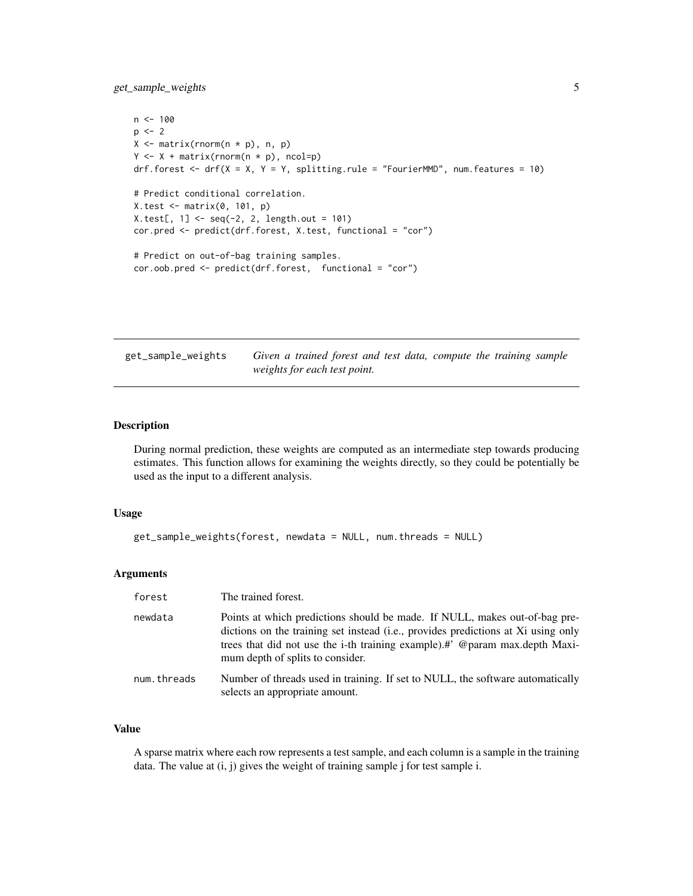```
n <- 100
p <- 2
X <- matrix(rnorm(n * p), n, p)
Y <- X + matrix(rnorm(n * p), ncol=p)
drf.forest <- drf(X = X, Y = Y, splitting.rule = "FourierMMD", num.features = 10)

# Predict conditional correlation.
X.test <- matrix(0, 101, p)
X.test[, 1] <- seq(-2, 2, length.out = 101)
cor.pred <- predict(drf.forest, X.test, functional = "cor")

# Predict on out-of-bag training samples.
cor.oob.pred <- predict(drf.forest,  functional = "cor")
```

## get_sample_weights    *Given a trained forest and test data, compute the training sample weights for each test point.*

### Description

During normal prediction, these weights are computed as an intermediate step towards producing estimates. This function allows for examining the weights directly, so they could be potentially be used as the input to a different analysis.

### Usage

```
get_sample_weights(forest, newdata = NULL, num.threads = NULL)
```

### Arguments

| | |
|---|---|
| forest | The trained forest. |
| newdata | Points at which predictions should be made. If NULL, makes out-of-bag predictions on the training set instead (i.e., provides predictions at Xi using only trees that did not use the i-th training example).#' @param max.depth Maximum depth of splits to consider. |
| num.threads | Number of threads used in training. If set to NULL, the software automatically selects an appropriate amount. |

### Value

A sparse matrix where each row represents a test sample, and each column is a sample in the training data. The value at (i, j) gives the weight of training sample j for test sample i.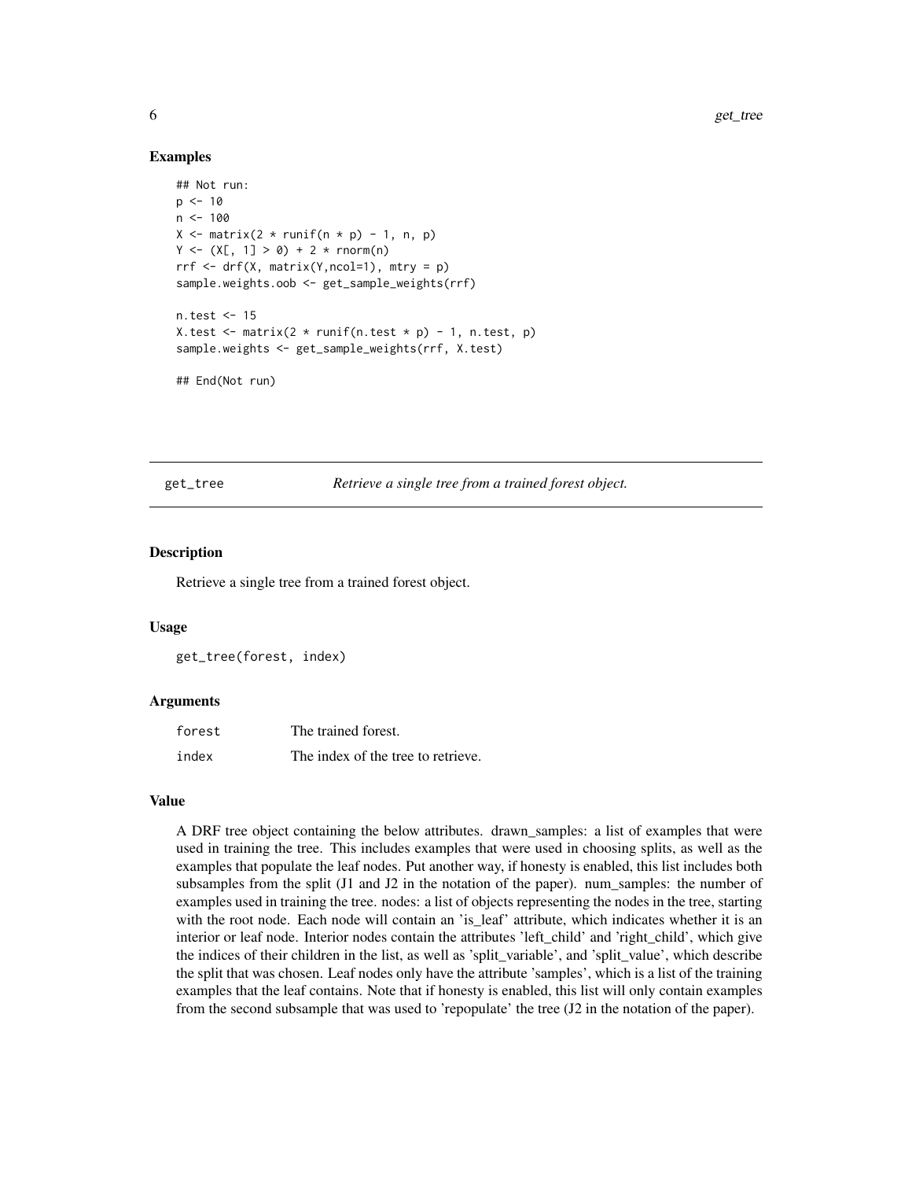### Examples

```
## Not run:
p <- 10
n <- 100
X <- matrix(2 * runif(n * p) - 1, n, p)
Y <- (X[, 1] > 0) + 2 * rnorm(n)
rrf <- drf(X, matrix(Y,ncol=1), mtry = p)
sample.weights.oob <- get_sample_weights(rrf)

n.test <- 15
X.test <- matrix(2 * runif(n.test * p) - 1, n.test, p)
sample.weights <- get_sample_weights(rrf, X.test)

## End(Not run)
```

---

## get_tree *Retrieve a single tree from a trained forest object.*

---

### Description

Retrieve a single tree from a trained forest object.

### Usage

```
get_tree(forest, index)
```

### Arguments

| | |
|---|---|
| forest | The trained forest. |
| index | The index of the tree to retrieve. |

### Value

A DRF tree object containing the below attributes. drawn_samples: a list of examples that were used in training the tree. This includes examples that were used in choosing splits, as well as the examples that populate the leaf nodes. Put another way, if honesty is enabled, this list includes both subsamples from the split (J1 and J2 in the notation of the paper). num_samples: the number of examples used in training the tree. nodes: a list of objects representing the nodes in the tree, starting with the root node. Each node will contain an 'is_leaf' attribute, which indicates whether it is an interior or leaf node. Interior nodes contain the attributes 'left_child' and 'right_child', which give the indices of their children in the list, as well as 'split_variable', and 'split_value', which describe the split that was chosen. Leaf nodes only have the attribute 'samples', which is a list of the training examples that the leaf contains. Note that if honesty is enabled, this list will only contain examples from the second subsample that was used to 'repopulate' the tree (J2 in the notation of the paper).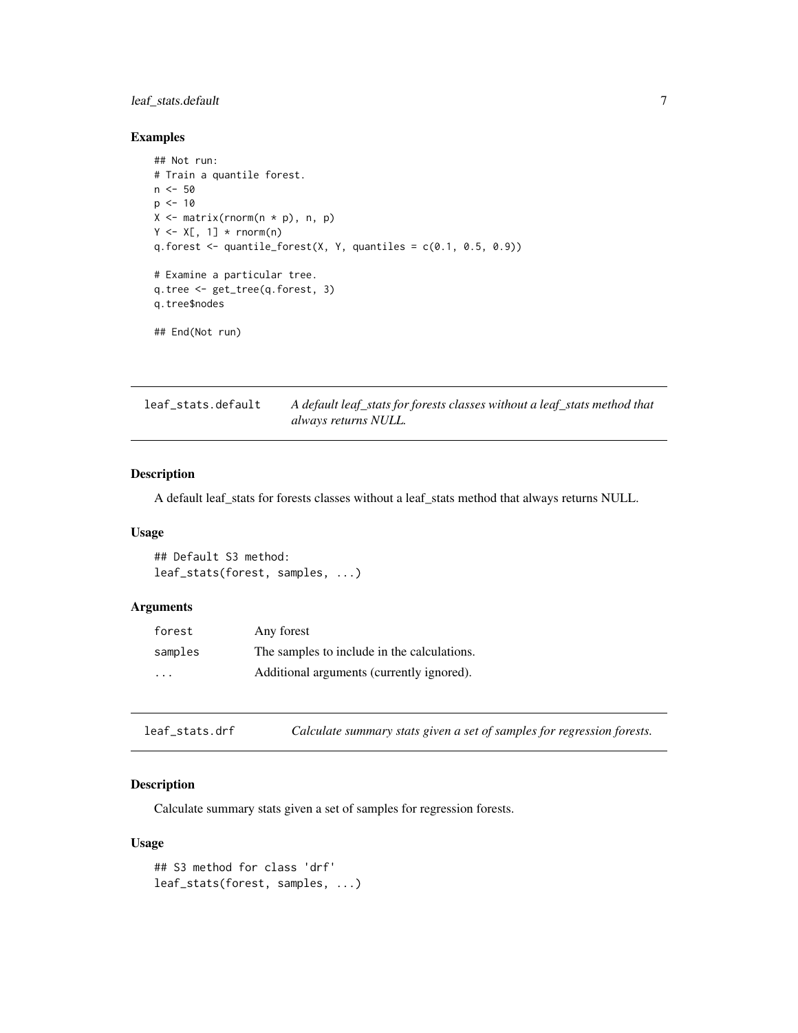### Examples

```
## Not run:
# Train a quantile forest.
n <- 50
p <- 10
X <- matrix(rnorm(n * p), n, p)
Y <- X[, 1] * rnorm(n)
q.forest <- quantile_forest(X, Y, quantiles = c(0.1, 0.5, 0.9))

# Examine a particular tree.
q.tree <- get_tree(q.forest, 3)
q.tree$nodes

## End(Not run)
```

---

## leaf_stats.default — *A default leaf_stats for forests classes without a leaf_stats method that always returns NULL.*

### Description

A default leaf_stats for forests classes without a leaf_stats method that always returns NULL.

### Usage

```
## Default S3 method:
leaf_stats(forest, samples, ...)
```

### Arguments

| | |
|---|---|
| forest | Any forest |
| samples | The samples to include in the calculations. |
| ... | Additional arguments (currently ignored). |

---

## leaf_stats.drf — *Calculate summary stats given a set of samples for regression forests.*

### Description

Calculate summary stats given a set of samples for regression forests.

### Usage

```
## S3 method for class 'drf'
leaf_stats(forest, samples, ...)
```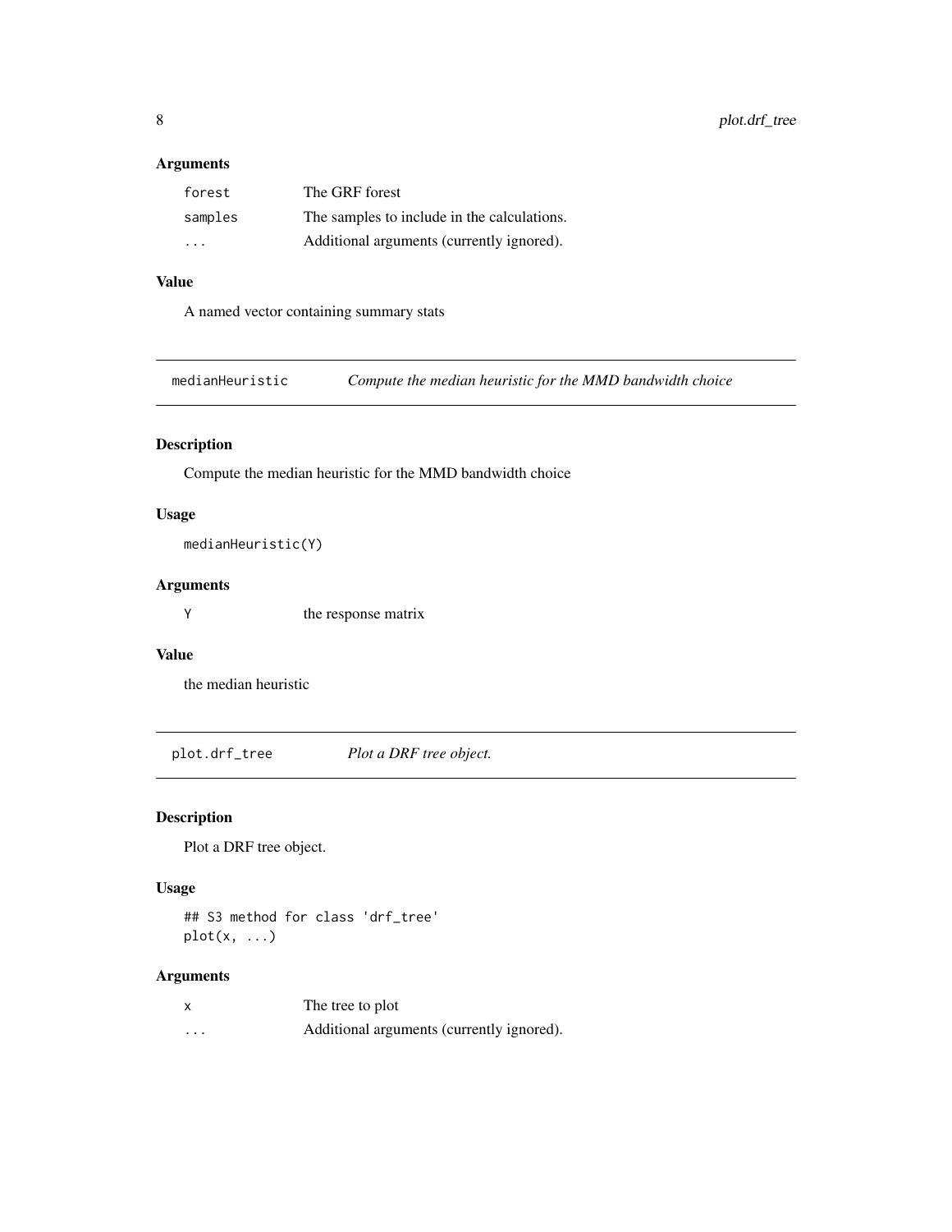### Arguments

| | |
|---|---|
| forest | The GRF forest |
| samples | The samples to include in the calculations. |
| ... | Additional arguments (currently ignored). |

### Value

A named vector containing summary stats

---

## medianHeuristic — *Compute the median heuristic for the MMD bandwidth choice*

---

### Description

Compute the median heuristic for the MMD bandwidth choice

### Usage

```
medianHeuristic(Y)
```

### Arguments

| | |
|---|---|
| Y | the response matrix |

### Value

the median heuristic

---

## plot.drf_tree — *Plot a DRF tree object.*

---

### Description

Plot a DRF tree object.

### Usage

```
## S3 method for class 'drf_tree'
plot(x, ...)
```

### Arguments

| | |
|---|---|
| x | The tree to plot |
| ... | Additional arguments (currently ignored). |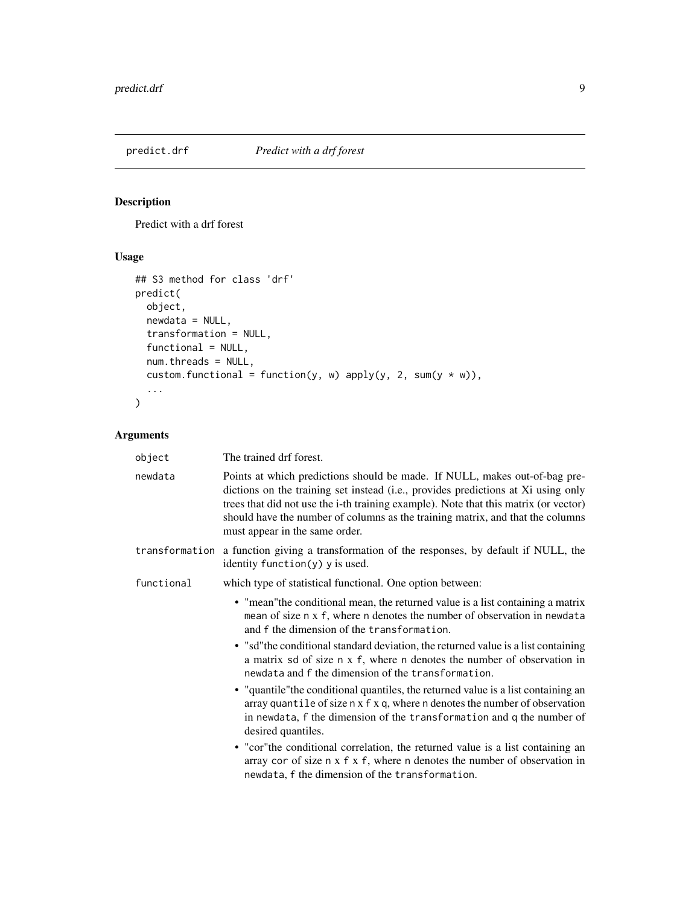## predict.drf *Predict with a drf forest*

### Description

Predict with a drf forest

### Usage

```
## S3 method for class 'drf'
predict(
  object,
  newdata = NULL,
  transformation = NULL,
  functional = NULL,
  num.threads = NULL,
  custom.functional = function(y, w) apply(y, 2, sum(y * w)),
  ...
)
```

### Arguments

| | |
|---|---|
| `object` | The trained drf forest. |
| `newdata` | Points at which predictions should be made. If NULL, makes out-of-bag predictions on the training set instead (i.e., provides predictions at Xi using only trees that did not use the i-th training example). Note that this matrix (or vector) should have the number of columns as the training matrix, and that the columns must appear in the same order. |
| `transformation` | a function giving a transformation of the responses, by default if NULL, the identity `function(y) y` is used. |
| `functional` | which type of statistical functional. One option between: |

- "mean"the conditional mean, the returned value is a list containing a matrix `mean` of size `n x f`, where `n` denotes the number of observation in `newdata` and `f` the dimension of the `transformation`.
- "sd"the conditional standard deviation, the returned value is a list containing a matrix `sd` of size `n x f`, where `n` denotes the number of observation in `newdata` and `f` the dimension of the `transformation`.
- "quantile"the conditional quantiles, the returned value is a list containing an array `quantile` of size `n x f x q`, where `n` denotes the number of observation in `newdata`, `f` the dimension of the `transformation` and `q` the number of desired quantiles.
- "cor"the conditional correlation, the returned value is a list containing an array `cor` of size `n x f x f`, where `n` denotes the number of observation in `newdata`, `f` the dimension of the `transformation`.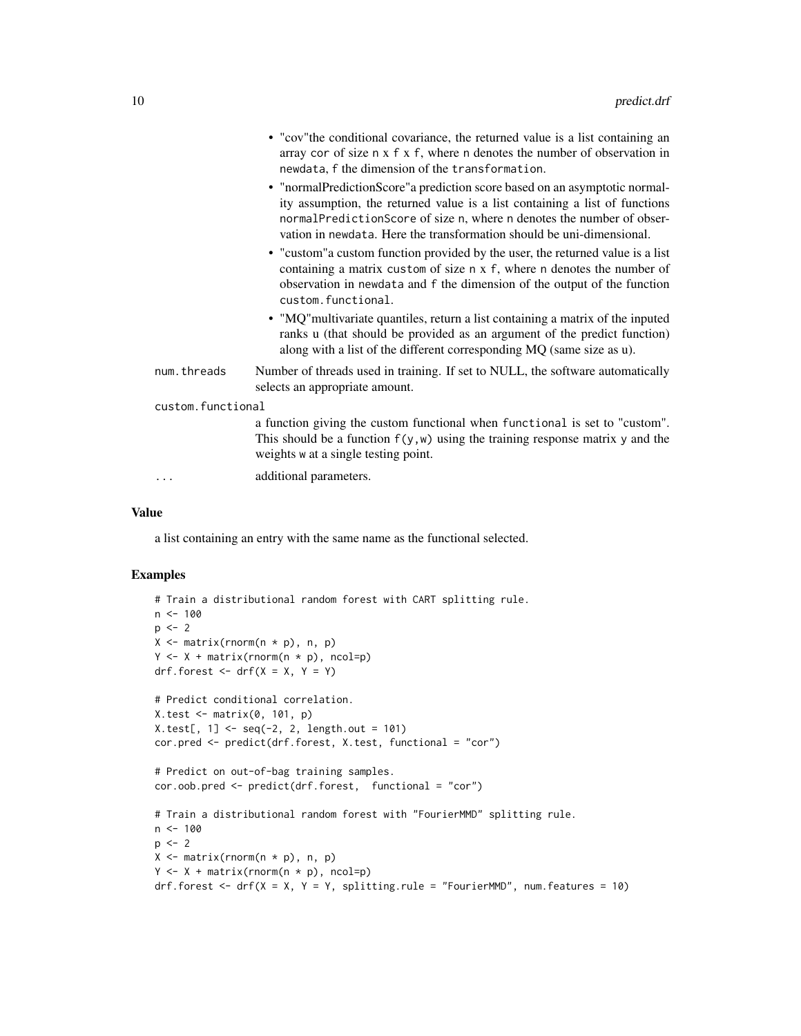- "cov"the conditional covariance, the returned value is a list containing an array cor of size n x f x f, where n denotes the number of observation in newdata, f the dimension of the transformation.
- "normalPredictionScore"a prediction score based on an asymptotic normality assumption, the returned value is a list containing a list of functions normalPredictionScore of size n, where n denotes the number of observation in newdata. Here the transformation should be uni-dimensional.
- "custom"a custom function provided by the user, the returned value is a list containing a matrix custom of size n x f, where n denotes the number of observation in newdata and f the dimension of the output of the function custom.functional.
- "MQ"multivariate quantiles, return a list containing a matrix of the inputed ranks u (that should be provided as an argument of the predict function) along with a list of the different corresponding MQ (same size as u).

num.threads
: Number of threads used in training. If set to NULL, the software automatically selects an appropriate amount.

custom.functional
: a function giving the custom functional when functional is set to "custom". This should be a function f(y,w) using the training response matrix y and the weights w at a single testing point.

...
: additional parameters.

### Value

a list containing an entry with the same name as the functional selected.

### Examples

```
# Train a distributional random forest with CART splitting rule.
n <- 100
p <- 2
X <- matrix(rnorm(n * p), n, p)
Y <- X + matrix(rnorm(n * p), ncol=p)
drf.forest <- drf(X = X, Y = Y)

# Predict conditional correlation.
X.test <- matrix(0, 101, p)
X.test[, 1] <- seq(-2, 2, length.out = 101)
cor.pred <- predict(drf.forest, X.test, functional = "cor")

# Predict on out-of-bag training samples.
cor.oob.pred <- predict(drf.forest,  functional = "cor")

# Train a distributional random forest with "FourierMMD" splitting rule.
n <- 100
p <- 2
X <- matrix(rnorm(n * p), n, p)
Y <- X + matrix(rnorm(n * p), ncol=p)
drf.forest <- drf(X = X, Y = Y, splitting.rule = "FourierMMD", num.features = 10)
```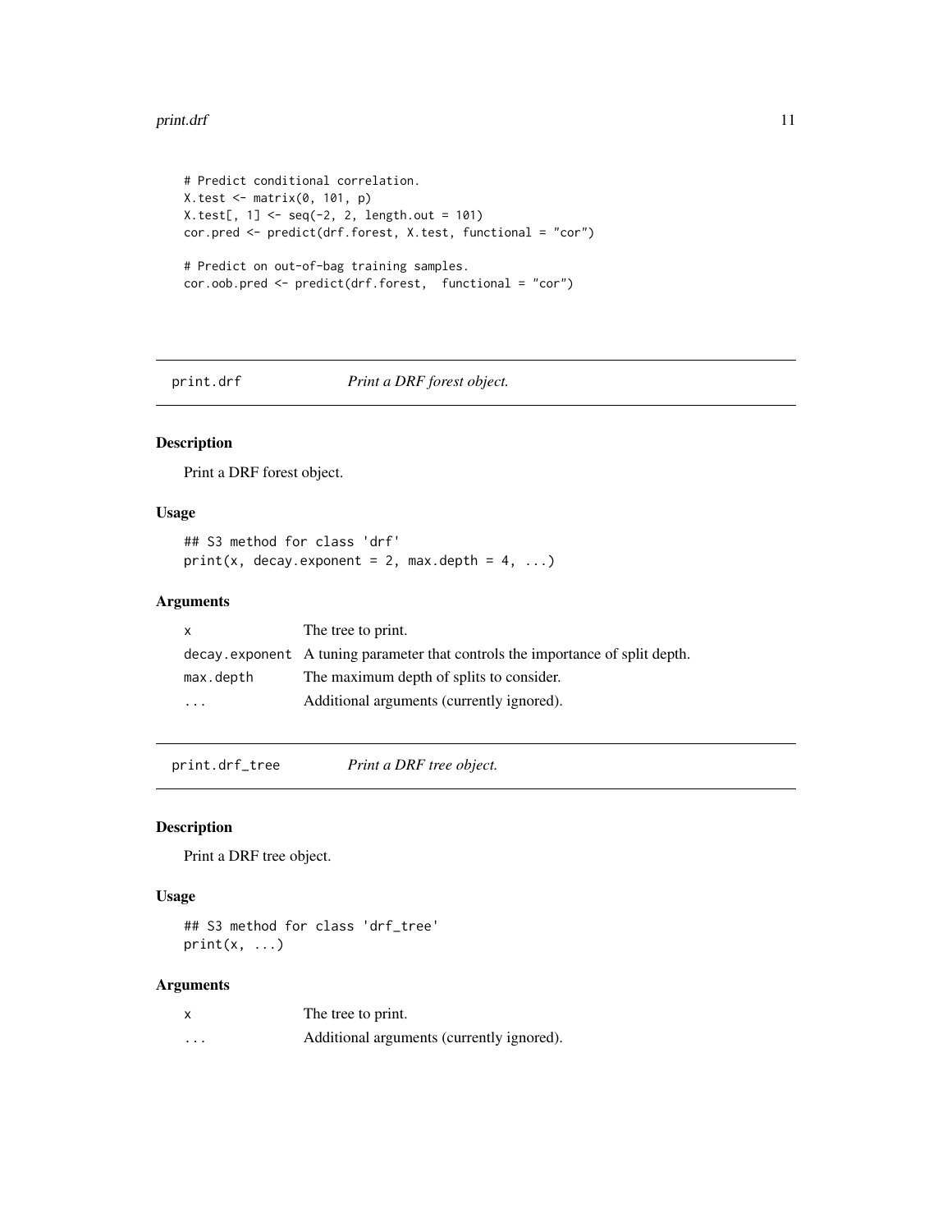```
# Predict conditional correlation.
X.test <- matrix(0, 101, p)
X.test[, 1] <- seq(-2, 2, length.out = 101)
cor.pred <- predict(drf.forest, X.test, functional = "cor")

# Predict on out-of-bag training samples.
cor.oob.pred <- predict(drf.forest,  functional = "cor")
```

## print.drf — *Print a DRF forest object.*

### Description

Print a DRF forest object.

### Usage

```
## S3 method for class 'drf'
print(x, decay.exponent = 2, max.depth = 4, ...)
```

### Arguments

| | |
|---|---|
| x | The tree to print. |
| decay.exponent | A tuning parameter that controls the importance of split depth. |
| max.depth | The maximum depth of splits to consider. |
| ... | Additional arguments (currently ignored). |

## print.drf_tree — *Print a DRF tree object.*

### Description

Print a DRF tree object.

### Usage

```
## S3 method for class 'drf_tree'
print(x, ...)
```

### Arguments

| | |
|---|---|
| x | The tree to print. |
| ... | Additional arguments (currently ignored). |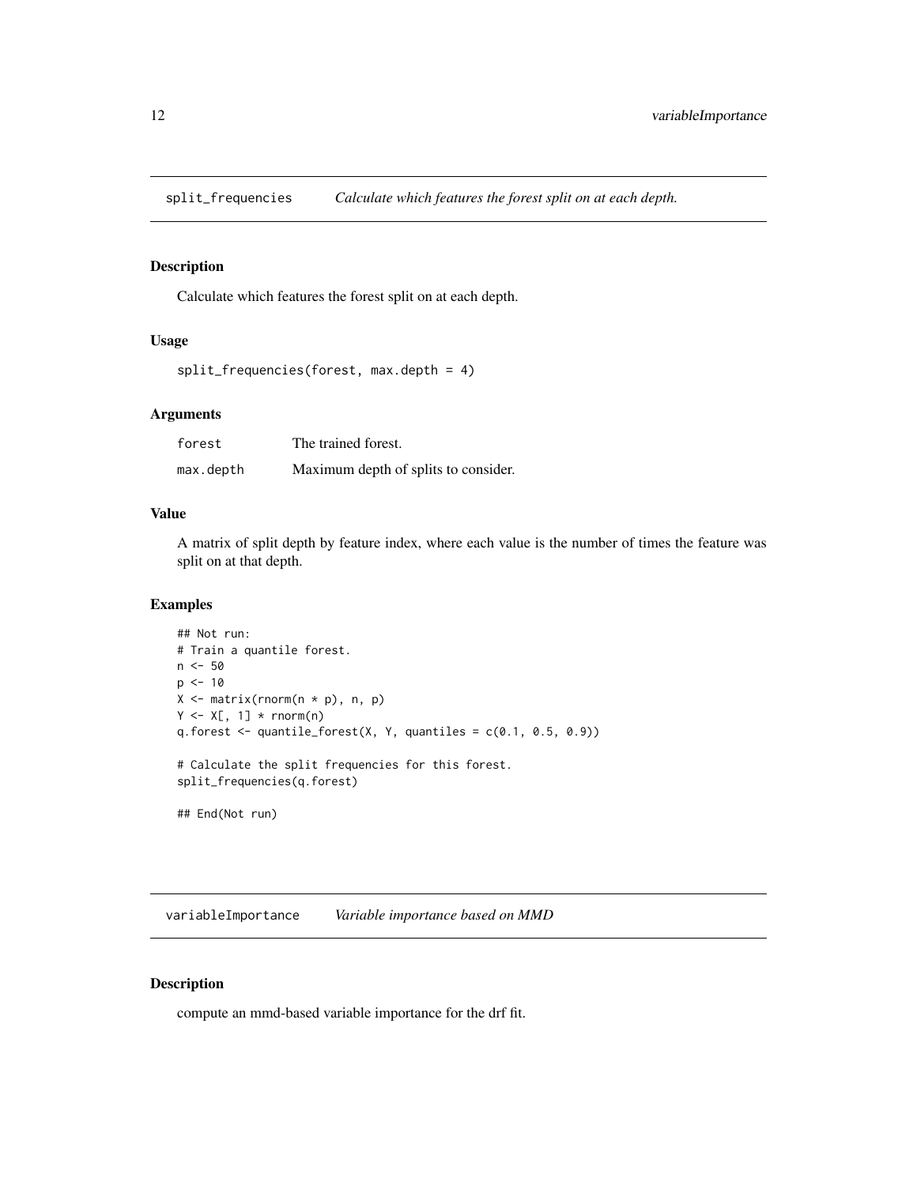## split_frequencies — *Calculate which features the forest split on at each depth.*

### Description

Calculate which features the forest split on at each depth.

### Usage

```
split_frequencies(forest, max.depth = 4)
```

### Arguments

| | |
|---|---|
| forest | The trained forest. |
| max.depth | Maximum depth of splits to consider. |

### Value

A matrix of split depth by feature index, where each value is the number of times the feature was split on at that depth.

### Examples

```
## Not run:
# Train a quantile forest.
n <- 50
p <- 10
X <- matrix(rnorm(n * p), n, p)
Y <- X[, 1] * rnorm(n)
q.forest <- quantile_forest(X, Y, quantiles = c(0.1, 0.5, 0.9))

# Calculate the split frequencies for this forest.
split_frequencies(q.forest)

## End(Not run)
```

## variableImportance — *Variable importance based on MMD*

### Description

compute an mmd-based variable importance for the drf fit.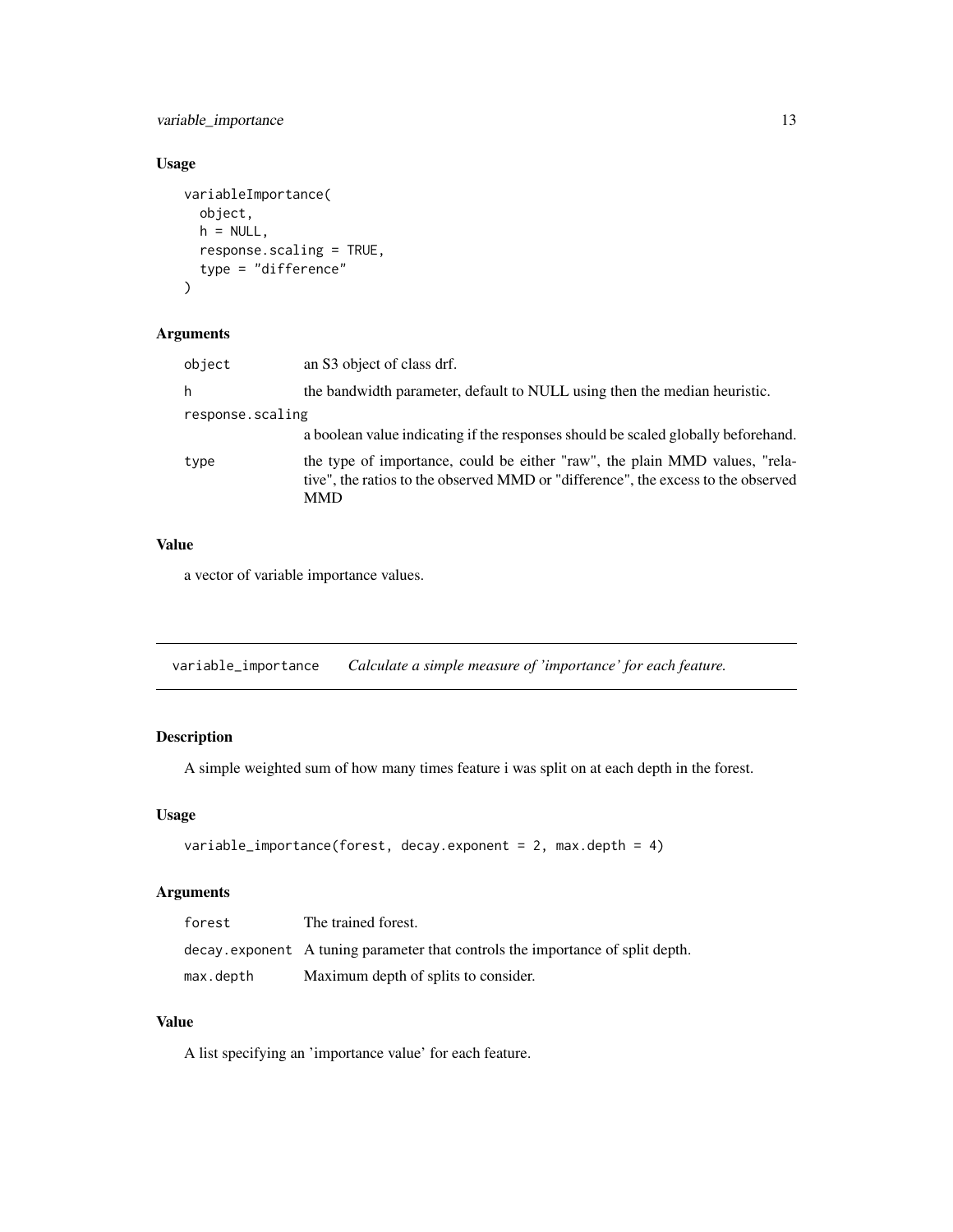## Usage

```
variableImportance(
  object,
  h = NULL,
  response.scaling = TRUE,
  type = "difference"
)
```

## Arguments

| | |
|---|---|
| object | an S3 object of class drf. |
| h | the bandwidth parameter, default to NULL using then the median heuristic. |
| response.scaling | a boolean value indicating if the responses should be scaled globally beforehand. |
| type | the type of importance, could be either "raw", the plain MMD values, "relative", the ratios to the observed MMD or "difference", the excess to the observed MMD |

## Value

a vector of variable importance values.

---

# variable_importance *Calculate a simple measure of 'importance' for each feature.*

---

## Description

A simple weighted sum of how many times feature i was split on at each depth in the forest.

## Usage

```
variable_importance(forest, decay.exponent = 2, max.depth = 4)
```

## Arguments

| | |
|---|---|
| forest | The trained forest. |
| decay.exponent | A tuning parameter that controls the importance of split depth. |
| max.depth | Maximum depth of splits to consider. |

## Value

A list specifying an 'importance value' for each feature.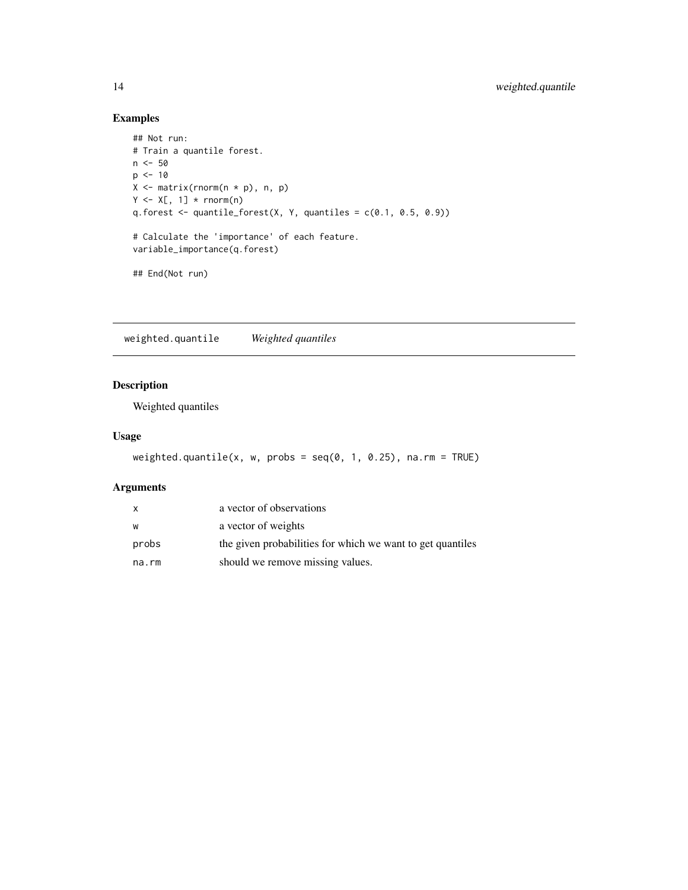## Examples

```
## Not run:
# Train a quantile forest.
n <- 50
p <- 10
X <- matrix(rnorm(n * p), n, p)
Y <- X[, 1] * rnorm(n)
q.forest <- quantile_forest(X, Y, quantiles = c(0.1, 0.5, 0.9))

# Calculate the 'importance' of each feature.
variable_importance(q.forest)

## End(Not run)
```

---

# weighted.quantile    *Weighted quantiles*

---

## Description

Weighted quantiles

## Usage

```
weighted.quantile(x, w, probs = seq(0, 1, 0.25), na.rm = TRUE)
```

## Arguments

| | |
|---|---|
| x | a vector of observations |
| w | a vector of weights |
| probs | the given probabilities for which we want to get quantiles |
| na.rm | should we remove missing values. |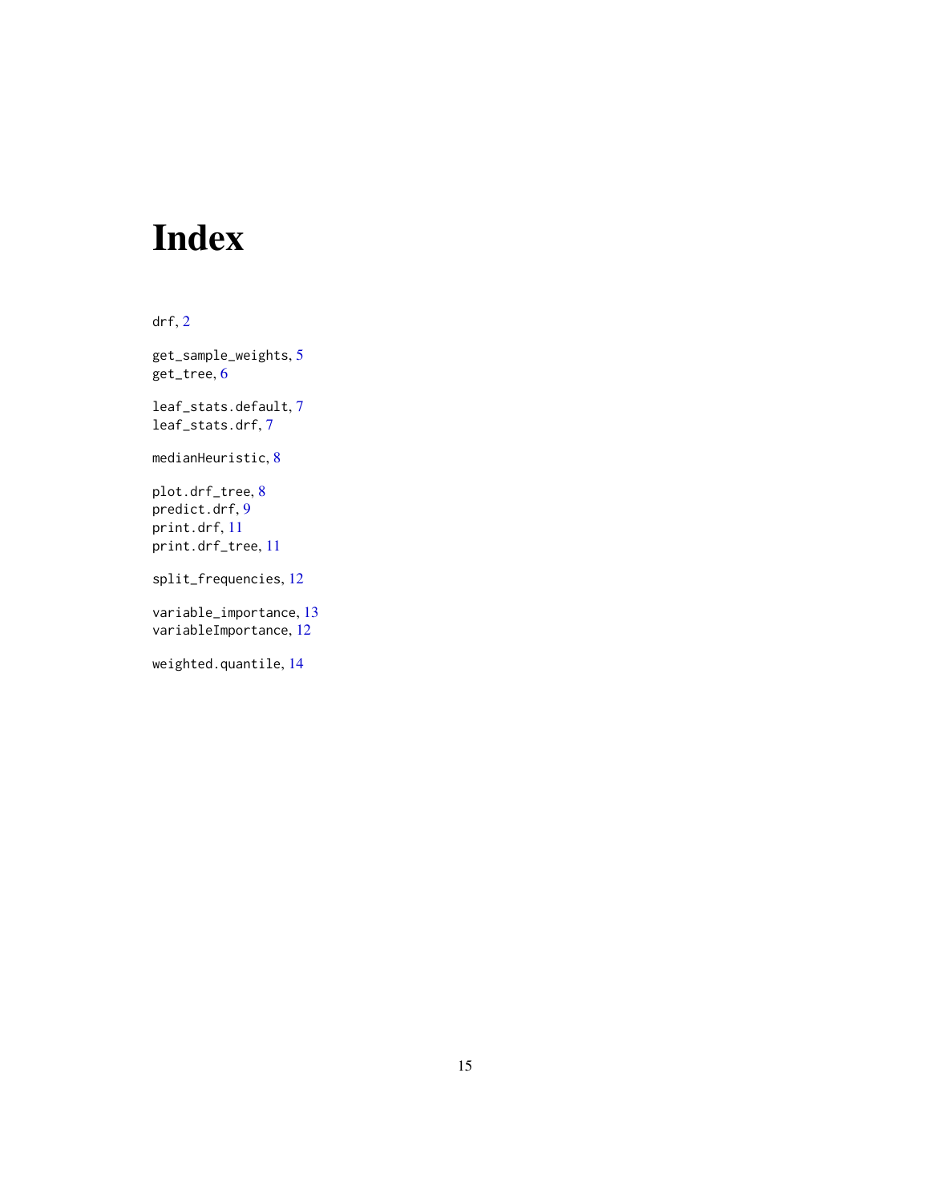# Index

drf, 2

get_sample_weights, 5
get_tree, 6

leaf_stats.default, 7
leaf_stats.drf, 7

medianHeuristic, 8

plot.drf_tree, 8
predict.drf, 9
print.drf, 11
print.drf_tree, 11

split_frequencies, 12

variable_importance, 13
variableImportance, 12

weighted.quantile, 14